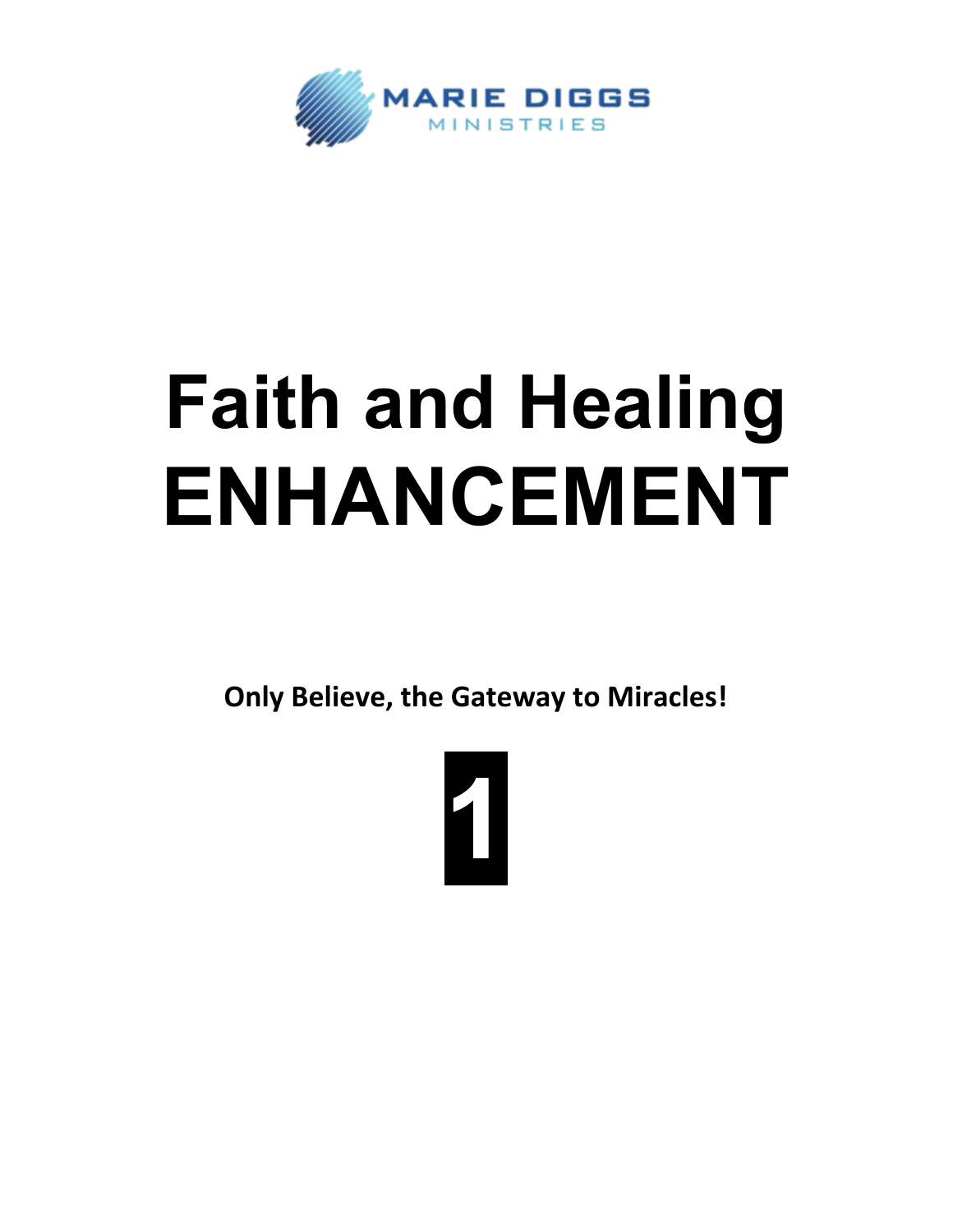MARIE DIGGS
MINISTRIES

# Faith and Healing ENHANCEMENT

**Only Believe, the Gateway to Miracles!**

**1**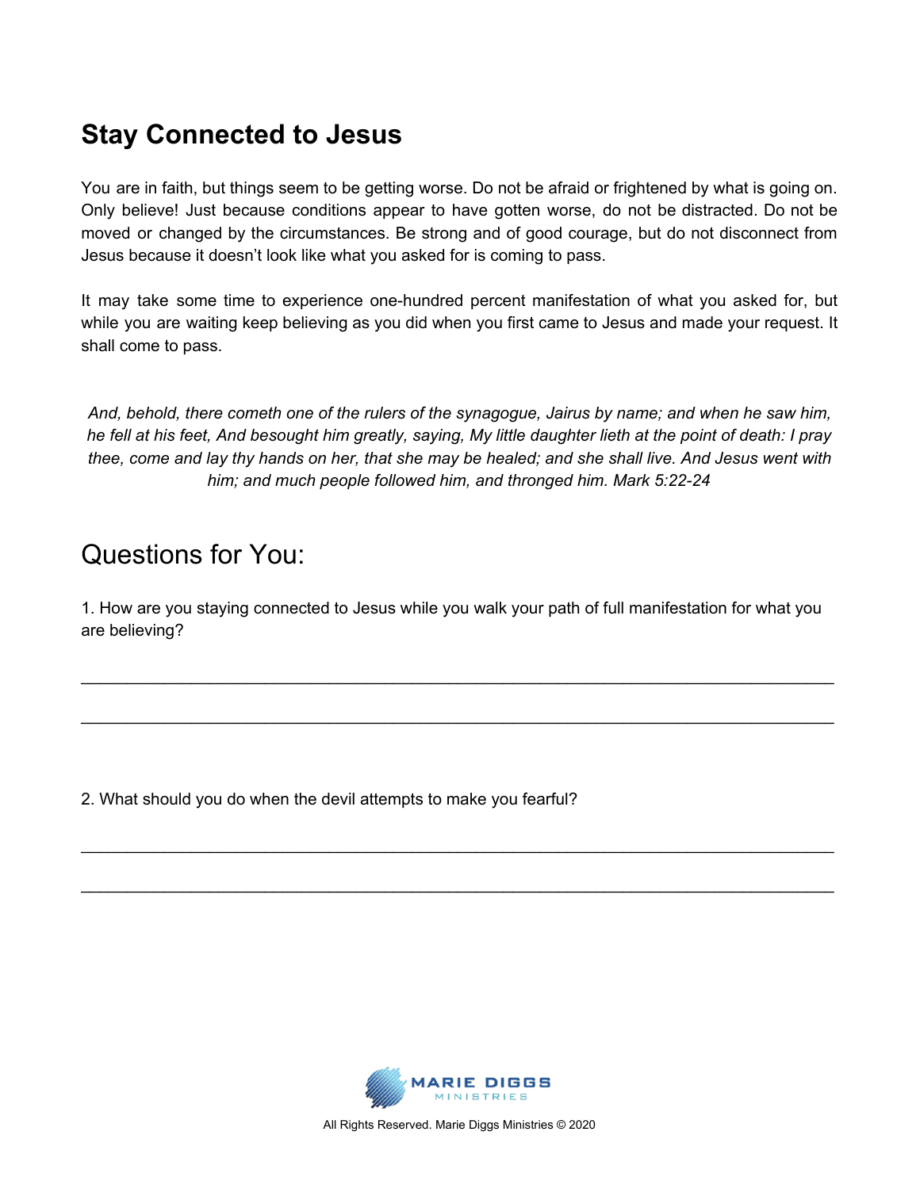## Stay Connected to Jesus

You are in faith, but things seem to be getting worse. Do not be afraid or frightened by what is going on. Only believe! Just because conditions appear to have gotten worse, do not be distracted. Do not be moved or changed by the circumstances. Be strong and of good courage, but do not disconnect from Jesus because it doesn't look like what you asked for is coming to pass.

It may take some time to experience one-hundred percent manifestation of what you asked for, but while you are waiting keep believing as you did when you first came to Jesus and made your request. It shall come to pass.

*And, behold, there cometh one of the rulers of the synagogue, Jairus by name; and when he saw him, he fell at his feet, And besought him greatly, saying, My little daughter lieth at the point of death: I pray thee, come and lay thy hands on her, that she may be healed; and she shall live. And Jesus went with him; and much people followed him, and thronged him. Mark 5:22-24*

## Questions for You:

1. How are you staying connected to Jesus while you walk your path of full manifestation for what you are believing?

___________________________________________________________________________

___________________________________________________________________________

2. What should you do when the devil attempts to make you fearful?

___________________________________________________________________________

___________________________________________________________________________

MARIE DIGGS MINISTRIES

All Rights Reserved. Marie Diggs Ministries © 2020